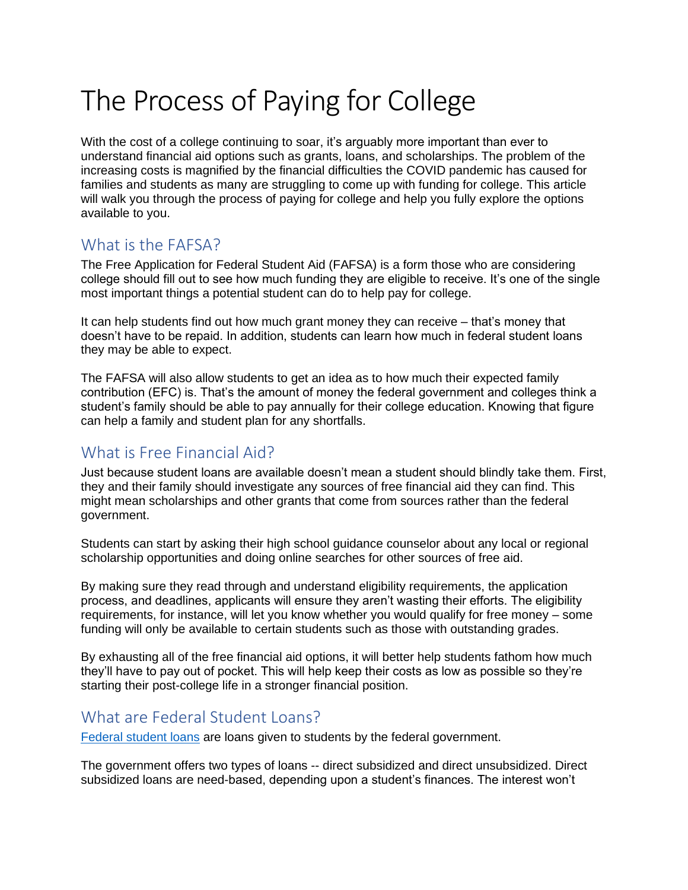# The Process of Paying for College

With the cost of a college continuing to soar, it's arguably more important than ever to understand financial aid options such as grants, loans, and scholarships. The problem of the increasing costs is magnified by the financial difficulties the COVID pandemic has caused for families and students as many are struggling to come up with funding for college. This article will walk you through the process of paying for college and help you fully explore the options available to you.

## What is the FAFSA?

The Free Application for Federal Student Aid (FAFSA) is a form those who are considering college should fill out to see how much funding they are eligible to receive. It's one of the single most important things a potential student can do to help pay for college.

It can help students find out how much grant money they can receive – that's money that doesn't have to be repaid. In addition, students can learn how much in federal student loans they may be able to expect.

The FAFSA will also allow students to get an idea as to how much their expected family contribution (EFC) is. That's the amount of money the federal government and colleges think a student's family should be able to pay annually for their college education. Knowing that figure can help a family and student plan for any shortfalls.

## What is Free Financial Aid?

Just because student loans are available doesn't mean a student should blindly take them. First, they and their family should investigate any sources of free financial aid they can find. This might mean scholarships and other grants that come from sources rather than the federal government.

Students can start by asking their high school guidance counselor about any local or regional scholarship opportunities and doing online searches for other sources of free aid.

By making sure they read through and understand eligibility requirements, the application process, and deadlines, applicants will ensure they aren't wasting their efforts. The eligibility requirements, for instance, will let you know whether you would qualify for free money – some funding will only be available to certain students such as those with outstanding grades.

By exhausting all of the free financial aid options, it will better help students fathom how much they'll have to pay out of pocket. This will help keep their costs as low as possible so they're starting their post-college life in a stronger financial position.

## What are Federal Student Loans?

[Federal student loans] are loans given to students by the federal government.

The government offers two types of loans -- direct subsidized and direct unsubsidized. Direct subsidized loans are need-based, depending upon a student's finances. The interest won't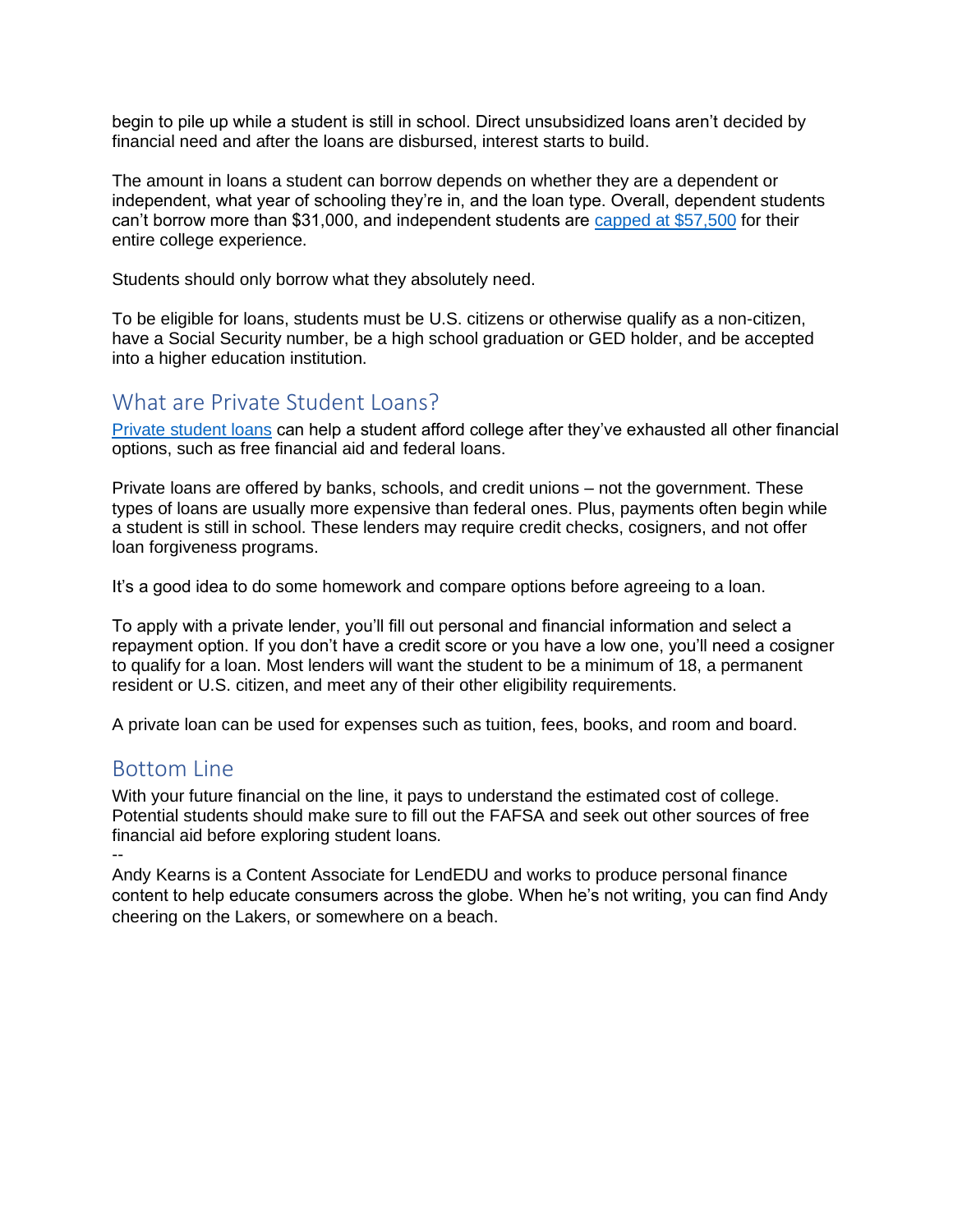begin to pile up while a student is still in school. Direct unsubsidized loans aren't decided by financial need and after the loans are disbursed, interest starts to build.

The amount in loans a student can borrow depends on whether they are a dependent or independent, what year of schooling they're in, and the loan type. Overall, dependent students can't borrow more than $31,000, and independent students are capped at $57,500 for their entire college experience.

Students should only borrow what they absolutely need.

To be eligible for loans, students must be U.S. citizens or otherwise qualify as a non-citizen, have a Social Security number, be a high school graduation or GED holder, and be accepted into a higher education institution.

## What are Private Student Loans?

Private student loans can help a student afford college after they've exhausted all other financial options, such as free financial aid and federal loans.

Private loans are offered by banks, schools, and credit unions – not the government. These types of loans are usually more expensive than federal ones. Plus, payments often begin while a student is still in school. These lenders may require credit checks, cosigners, and not offer loan forgiveness programs.

It's a good idea to do some homework and compare options before agreeing to a loan.

To apply with a private lender, you'll fill out personal and financial information and select a repayment option. If you don't have a credit score or you have a low one, you'll need a cosigner to qualify for a loan. Most lenders will want the student to be a minimum of 18, a permanent resident or U.S. citizen, and meet any of their other eligibility requirements.

A private loan can be used for expenses such as tuition, fees, books, and room and board.

## Bottom Line

With your future financial on the line, it pays to understand the estimated cost of college. Potential students should make sure to fill out the FAFSA and seek out other sources of free financial aid before exploring student loans.

--

Andy Kearns is a Content Associate for LendEDU and works to produce personal finance content to help educate consumers across the globe. When he's not writing, you can find Andy cheering on the Lakers, or somewhere on a beach.